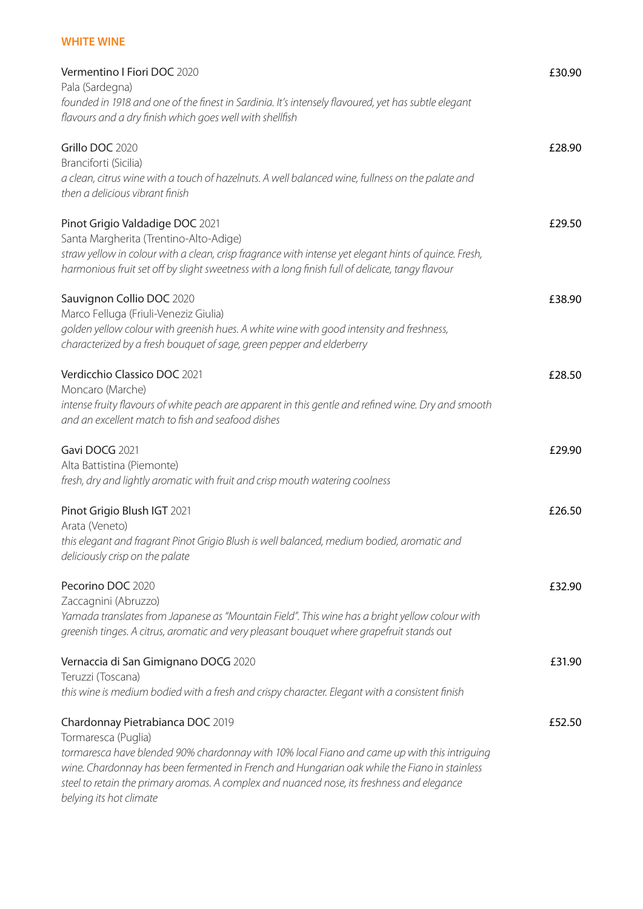## WHITE WINE

Vermentino I Fiori **DOC** 2020 — £30.90
Pala (Sardegna)
*founded in 1918 and one of the finest in Sardinia. It's intensely flavoured, yet has subtle elegant flavours and a dry finish which goes well with shellfish*

Grillo **DOC** 2020 — £28.90
Branciforti (Sicilia)
*a clean, citrus wine with a touch of hazelnuts. A well balanced wine, fullness on the palate and then a delicious vibrant finish*

Pinot Grigio Valdadige **DOC** 2021 — £29.50
Santa Margherita (Trentino-Alto-Adige)
*straw yellow in colour with a clean, crisp fragrance with intense yet elegant hints of quince. Fresh, harmonious fruit set off by slight sweetness with a long finish full of delicate, tangy flavour*

Sauvignon Collio **DOC** 2020 — £38.90
Marco Felluga (Friuli-Veneziz Giulia)
*golden yellow colour with greenish hues. A white wine with good intensity and freshness, characterized by a fresh bouquet of sage, green pepper and elderberry*

Verdicchio Classico **DOC** 2021 — £28.50
Moncaro (Marche)
*intense fruity flavours of white peach are apparent in this gentle and refined wine. Dry and smooth and an excellent match to fish and seafood dishes*

Gavi **DOCG** 2021 — £29.90
Alta Battistina (Piemonte)
*fresh, dry and lightly aromatic with fruit and crisp mouth watering coolness*

Pinot Grigio Blush **IGT** 2021 — £26.50
Arata (Veneto)
*this elegant and fragrant Pinot Grigio Blush is well balanced, medium bodied, aromatic and deliciously crisp on the palate*

Pecorino **DOC** 2020 — £32.90
Zaccagnini (Abruzzo)
*Yamada translates from Japanese as "Mountain Field". This wine has a bright yellow colour with greenish tinges. A citrus, aromatic and very pleasant bouquet where grapefruit stands out*

Vernaccia di San Gimignano **DOCG** 2020 — £31.90
Teruzzi (Toscana)
*this wine is medium bodied with a fresh and crispy character. Elegant with a consistent finish*

Chardonnay Pietrabianca **DOC** 2019 — £52.50
Tormaresca (Puglia)
*tormaresca have blended 90% chardonnay with 10% local Fiano and came up with this intriguing wine. Chardonnay has been fermented in French and Hungarian oak while the Fiano in stainless steel to retain the primary aromas. A complex and nuanced nose, its freshness and elegance belying its hot climate*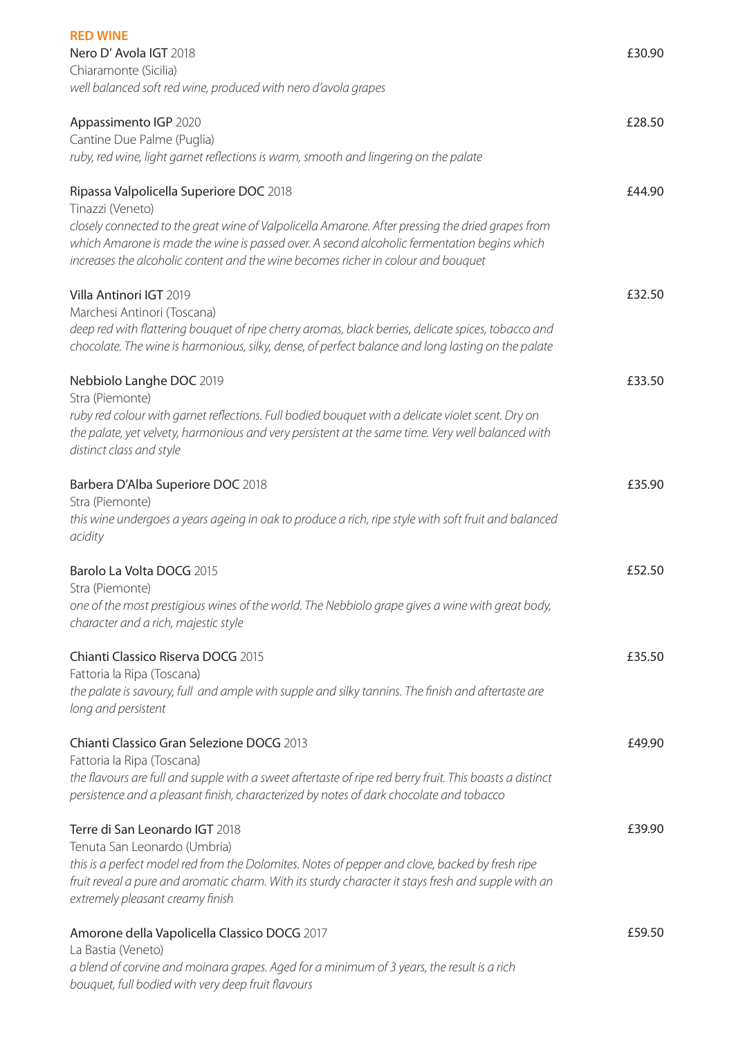## RED WINE

**Nero D' Avola IGT** 2018 — £30.90
Chiaramonte (Sicilia)
*well balanced soft red wine, produced with nero d'avola grapes*

**Appassimento IGP** 2020 — £28.50
Cantine Due Palme (Puglia)
*ruby, red wine, light garnet reflections is warm, smooth and lingering on the palate*

**Ripassa Valpolicella Superiore DOC** 2018 — £44.90
Tinazzi (Veneto)
*closely connected to the great wine of Valpolicella Amarone. After pressing the dried grapes from which Amarone is made the wine is passed over. A second alcoholic fermentation begins which increases the alcoholic content and the wine becomes richer in colour and bouquet*

**Villa Antinori IGT** 2019 — £32.50
Marchesi Antinori (Toscana)
*deep red with flattering bouquet of ripe cherry aromas, black berries, delicate spices, tobacco and chocolate. The wine is harmonious, silky, dense, of perfect balance and long lasting on the palate*

**Nebbiolo Langhe DOC** 2019 — £33.50
Stra (Piemonte)
*ruby red colour with garnet reflections. Full bodied bouquet with a delicate violet scent. Dry on the palate, yet velvety, harmonious and very persistent at the same time. Very well balanced with distinct class and style*

**Barbera D'Alba Superiore DOC** 2018 — £35.90
Stra (Piemonte)
*this wine undergoes a years ageing in oak to produce a rich, ripe style with soft fruit and balanced acidity*

**Barolo La Volta DOCG** 2015 — £52.50
Stra (Piemonte)
*one of the most prestigious wines of the world. The Nebbiolo grape gives a wine with great body, character and a rich, majestic style*

**Chianti Classico Riserva DOCG** 2015 — £35.50
Fattoria la Ripa (Toscana)
*the palate is savoury, full and ample with supple and silky tannins. The finish and aftertaste are long and persistent*

**Chianti Classico Gran Selezione DOCG** 2013 — £49.90
Fattoria la Ripa (Toscana)
*the flavours are full and supple with a sweet aftertaste of ripe red berry fruit. This boasts a distinct persistence and a pleasant finish, characterized by notes of dark chocolate and tobacco*

**Terre di San Leonardo IGT** 2018 — £39.90
Tenuta San Leonardo (Umbria)
*this is a perfect model red from the Dolomites. Notes of pepper and clove, backed by fresh ripe fruit reveal a pure and aromatic charm. With its sturdy character it stays fresh and supple with an extremely pleasant creamy finish*

**Amorone della Vapolicella Classico DOCG** 2017 — £59.50
La Bastia (Veneto)
*a blend of corvine and moinara grapes. Aged for a minimum of 3 years, the result is a rich bouquet, full bodied with very deep fruit flavours*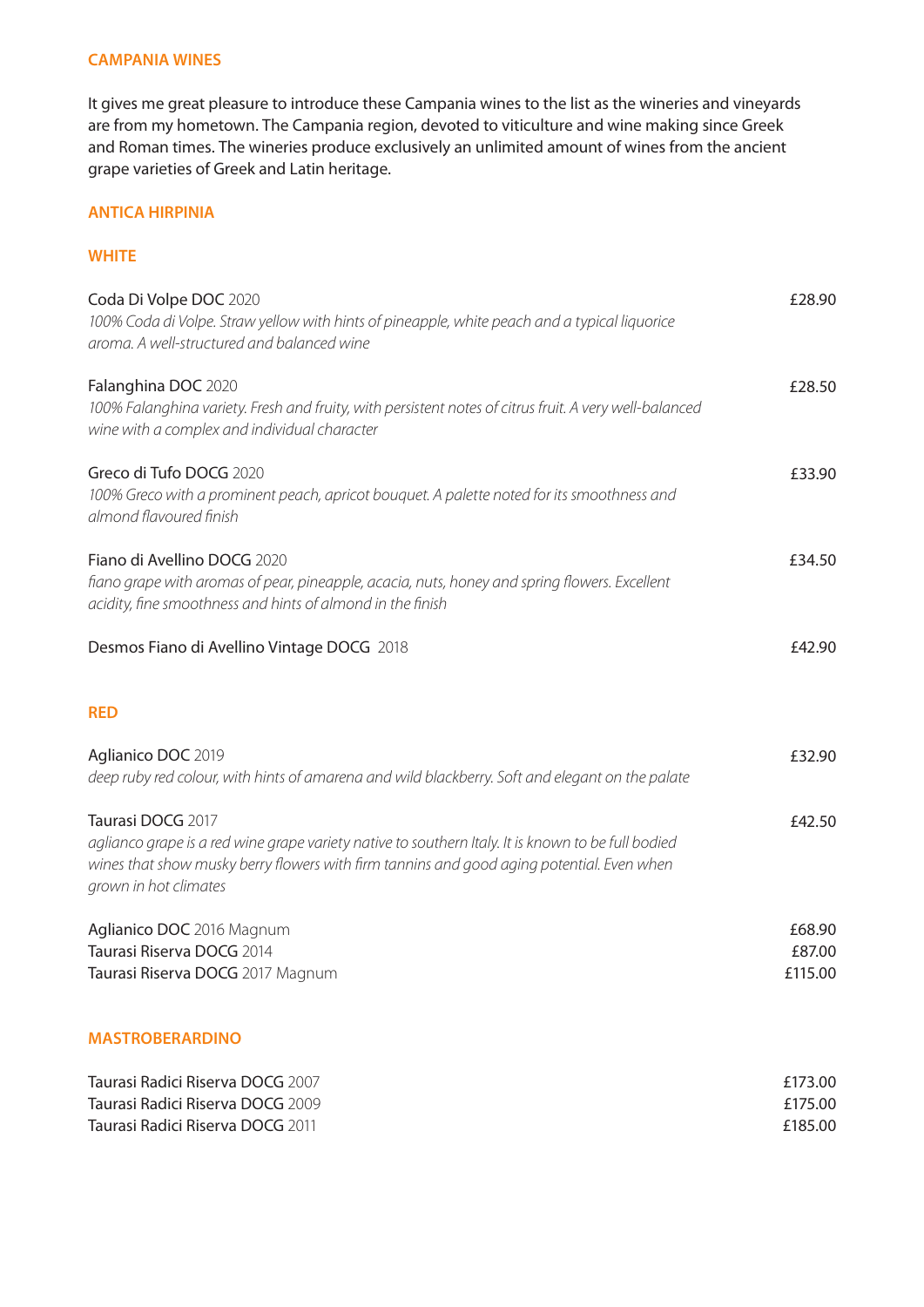## CAMPANIA WINES

It gives me great pleasure to introduce these Campania wines to the list as the wineries and vineyards are from my hometown. The Campania region, devoted to viticulture and wine making since Greek and Roman times. The wineries produce exclusively an unlimited amount of wines from the ancient grape varieties of Greek and Latin heritage.

### ANTICA HIRPINIA

#### WHITE

Coda Di Volpe DOC 2020 — £28.90
*100% Coda di Volpe. Straw yellow with hints of pineapple, white peach and a typical liquorice aroma. A well-structured and balanced wine*

Falanghina DOC 2020 — £28.50
*100% Falanghina variety. Fresh and fruity, with persistent notes of citrus fruit. A very well-balanced wine with a complex and individual character*

Greco di Tufo DOCG 2020 — £33.90
*100% Greco with a prominent peach, apricot bouquet. A palette noted for its smoothness and almond flavoured finish*

Fiano di Avellino DOCG 2020 — £34.50
*fiano grape with aromas of pear, pineapple, acacia, nuts, honey and spring flowers. Excellent acidity, fine smoothness and hints of almond in the finish*

Desmos Fiano di Avellino Vintage DOCG 2018 — £42.90

#### RED

Aglianico DOC 2019 — £32.90
*deep ruby red colour, with hints of amarena and wild blackberry. Soft and elegant on the palate*

Taurasi DOCG 2017 — £42.50
*aglianco grape is a red wine grape variety native to southern Italy. It is known to be full bodied wines that show musky berry flowers with firm tannins and good aging potential. Even when grown in hot climates*

Aglianico DOC 2016 Magnum — £68.90
Taurasi Riserva DOCG 2014 — £87.00
Taurasi Riserva DOCG 2017 Magnum — £115.00

### MASTROBERARDINO

Taurasi Radici Riserva DOCG 2007 — £173.00
Taurasi Radici Riserva DOCG 2009 — £175.00
Taurasi Radici Riserva DOCG 2011 — £185.00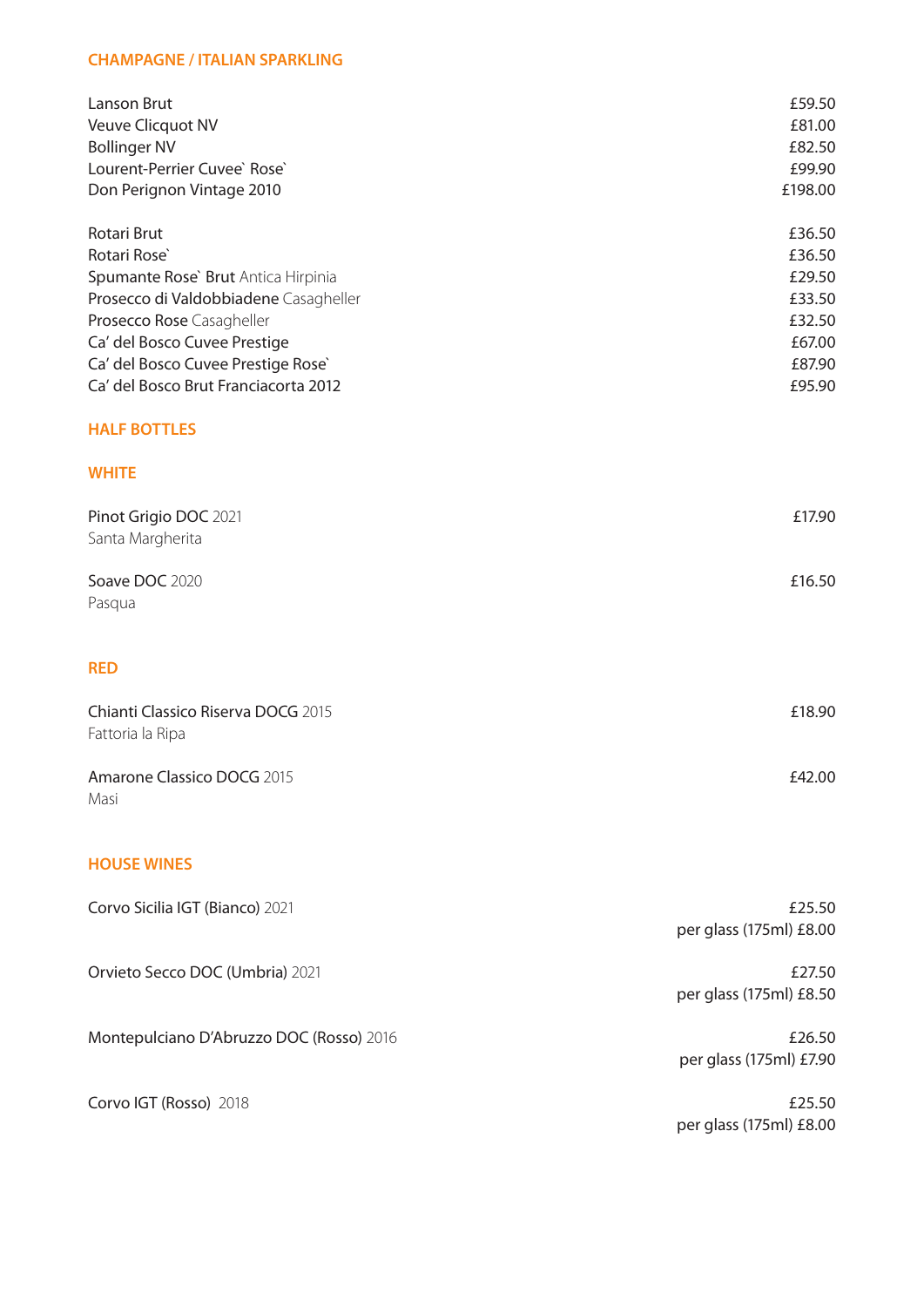## CHAMPAGNE / ITALIAN SPARKLING

| | |
|---|---|
| Lanson Brut | £59.50 |
| Veuve Clicquot NV | £81.00 |
| Bollinger NV | £82.50 |
| Lourent-Perrier Cuvee` Rose` | £99.90 |
| Don Perignon Vintage 2010 | £198.00 |

| | |
|---|---|
| Rotari Brut | £36.50 |
| Rotari Rose` | £36.50 |
| Spumante Rose` Brut Antica Hirpinia | £29.50 |
| Prosecco di Valdobbiadene Casagheller | £33.50 |
| Prosecco Rose Casagheller | £32.50 |
| Ca' del Bosco Cuvee Prestige | £67.00 |
| Ca' del Bosco Cuvee Prestige Rose` | £87.90 |
| Ca' del Bosco Brut Franciacorta 2012 | £95.90 |

## HALF BOTTLES

### WHITE

| | |
|---|---|
| Pinot Grigio DOC 2021<br>Santa Margherita | £17.90 |
| Soave DOC 2020<br>Pasqua | £16.50 |

### RED

| | |
|---|---|
| Chianti Classico Riserva DOCG 2015<br>Fattoria la Ripa | £18.90 |
| Amarone Classico DOCG 2015<br>Masi | £42.00 |

## HOUSE WINES

| | |
|---|---|
| Corvo Sicilia IGT (Bianco) 2021 | £25.50<br>per glass (175ml) £8.00 |
| Orvieto Secco DOC (Umbria) 2021 | £27.50<br>per glass (175ml) £8.50 |
| Montepulciano D'Abruzzo DOC (Rosso) 2016 | £26.50<br>per glass (175ml) £7.90 |
| Corvo IGT (Rosso) 2018 | £25.50<br>per glass (175ml) £8.00 |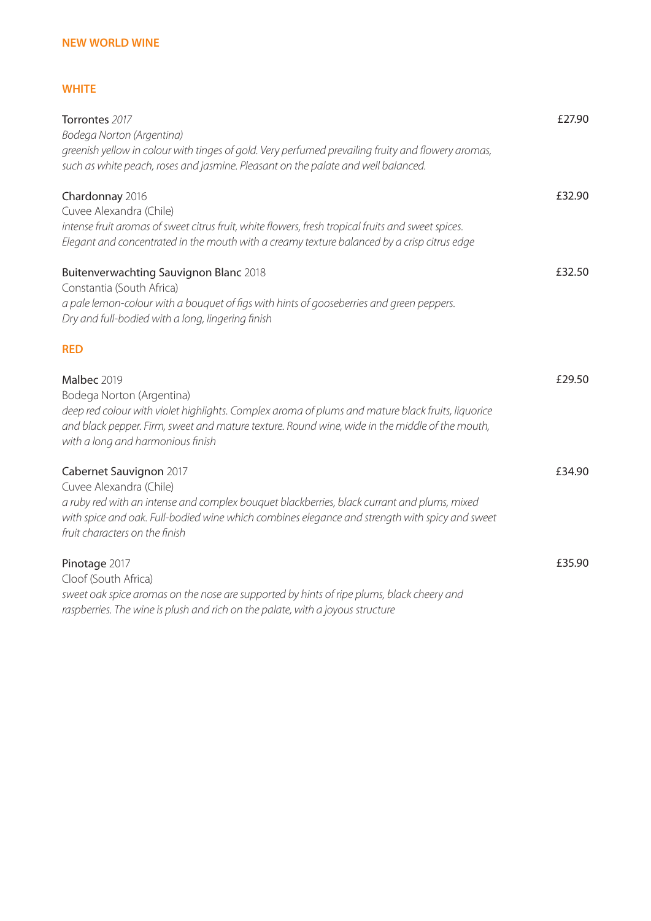## NEW WORLD WINE

### WHITE

**Torrontes** *2017* — £27.90
*Bodega Norton (Argentina)*
*greenish yellow in colour with tinges of gold. Very perfumed prevailing fruity and flowery aromas, such as white peach, roses and jasmine. Pleasant on the palate and well balanced.*

**Chardonnay** 2016 — £32.90
Cuvee Alexandra (Chile)
*intense fruit aromas of sweet citrus fruit, white flowers, fresh tropical fruits and sweet spices. Elegant and concentrated in the mouth with a creamy texture balanced by a crisp citrus edge*

**Buitenverwachting Sauvignon Blanc** 2018 — £32.50
Constantia (South Africa)
*a pale lemon-colour with a bouquet of figs with hints of gooseberries and green peppers. Dry and full-bodied with a long, lingering finish*

### RED

**Malbec** 2019 — £29.50
Bodega Norton (Argentina)
*deep red colour with violet highlights. Complex aroma of plums and mature black fruits, liquorice and black pepper. Firm, sweet and mature texture. Round wine, wide in the middle of the mouth, with a long and harmonious finish*

**Cabernet Sauvignon** 2017 — £34.90
Cuvee Alexandra (Chile)
*a ruby red with an intense and complex bouquet blackberries, black currant and plums, mixed with spice and oak. Full-bodied wine which combines elegance and strength with spicy and sweet fruit characters on the finish*

**Pinotage** 2017 — £35.90
Cloof (South Africa)
*sweet oak spice aromas on the nose are supported by hints of ripe plums, black cheery and raspberries. The wine is plush and rich on the palate, with a joyous structure*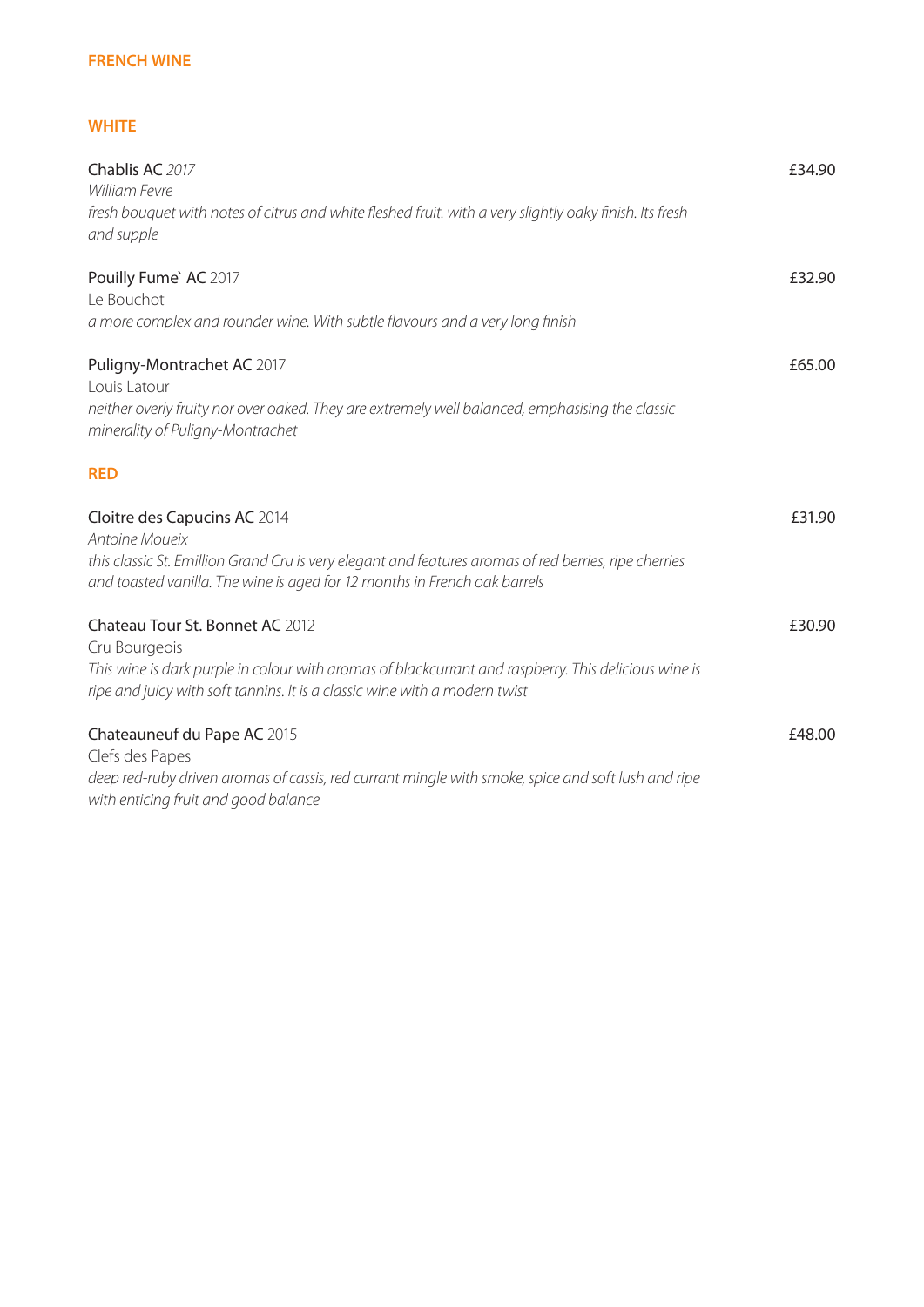## FRENCH WINE

### WHITE

Chablis AC *2017* — £34.90
*William Fevre*
*fresh bouquet with notes of citrus and white fleshed fruit. with a very slightly oaky finish. Its fresh and supple*

Pouilly Fume` AC 2017 — £32.90
Le Bouchot
*a more complex and rounder wine. With subtle flavours and a very long finish*

Puligny-Montrachet AC 2017 — £65.00
Louis Latour
*neither overly fruity nor over oaked. They are extremely well balanced, emphasising the classic minerality of Puligny-Montrachet*

### RED

Cloitre des Capucins AC 2014 — £31.90
*Antoine Moueix*
*this classic St. Emillion Grand Cru is very elegant and features aromas of red berries, ripe cherries and toasted vanilla. The wine is aged for 12 months in French oak barrels*

Chateau Tour St. Bonnet AC 2012 — £30.90
Cru Bourgeois
*This wine is dark purple in colour with aromas of blackcurrant and raspberry. This delicious wine is ripe and juicy with soft tannins. It is a classic wine with a modern twist*

Chateauneuf du Pape AC 2015 — £48.00
Clefs des Papes
*deep red-ruby driven aromas of cassis, red currant mingle with smoke, spice and soft lush and ripe with enticing fruit and good balance*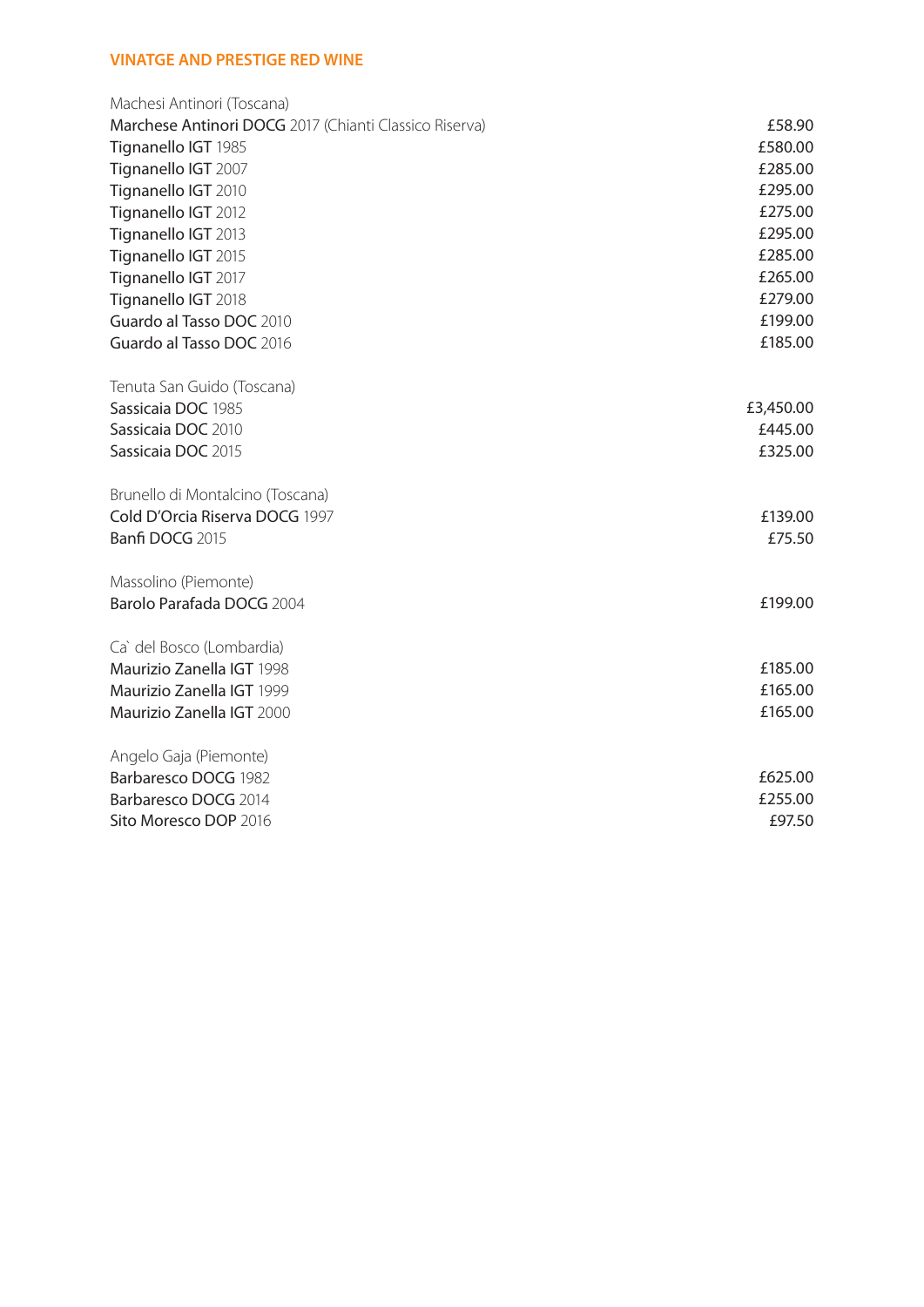## VINATGE AND PRESTIGE RED WINE

| | |
|---|---|
| Machesi Antinori (Toscana) | |
| **Marchese Antinori DOCG** 2017 (Chianti Classico Riserva) | £58.90 |
| **Tignanello IGT** 1985 | £580.00 |
| **Tignanello IGT** 2007 | £285.00 |
| **Tignanello IGT** 2010 | £295.00 |
| **Tignanello IGT** 2012 | £275.00 |
| **Tignanello IGT** 2013 | £295.00 |
| **Tignanello IGT** 2015 | £285.00 |
| **Tignanello IGT** 2017 | £265.00 |
| **Tignanello IGT** 2018 | £279.00 |
| **Guardo al Tasso DOC** 2010 | £199.00 |
| **Guardo al Tasso DOC** 2016 | £185.00 |
| Tenuta San Guido (Toscana) | |
| **Sassicaia DOC** 1985 | £3,450.00 |
| **Sassicaia DOC** 2010 | £445.00 |
| **Sassicaia DOC** 2015 | £325.00 |
| Brunello di Montalcino (Toscana) | |
| **Cold D'Orcia Riserva DOCG** 1997 | £139.00 |
| **Banfi DOCG** 2015 | £75.50 |
| Massolino (Piemonte) | |
| **Barolo Parafada DOCG** 2004 | £199.00 |
| Ca` del Bosco (Lombardia) | |
| **Maurizio Zanella IGT** 1998 | £185.00 |
| **Maurizio Zanella IGT** 1999 | £165.00 |
| **Maurizio Zanella IGT** 2000 | £165.00 |
| Angelo Gaja (Piemonte) | |
| **Barbaresco DOCG** 1982 | £625.00 |
| **Barbaresco DOCG** 2014 | £255.00 |
| **Sito Moresco DOP** 2016 | £97.50 |